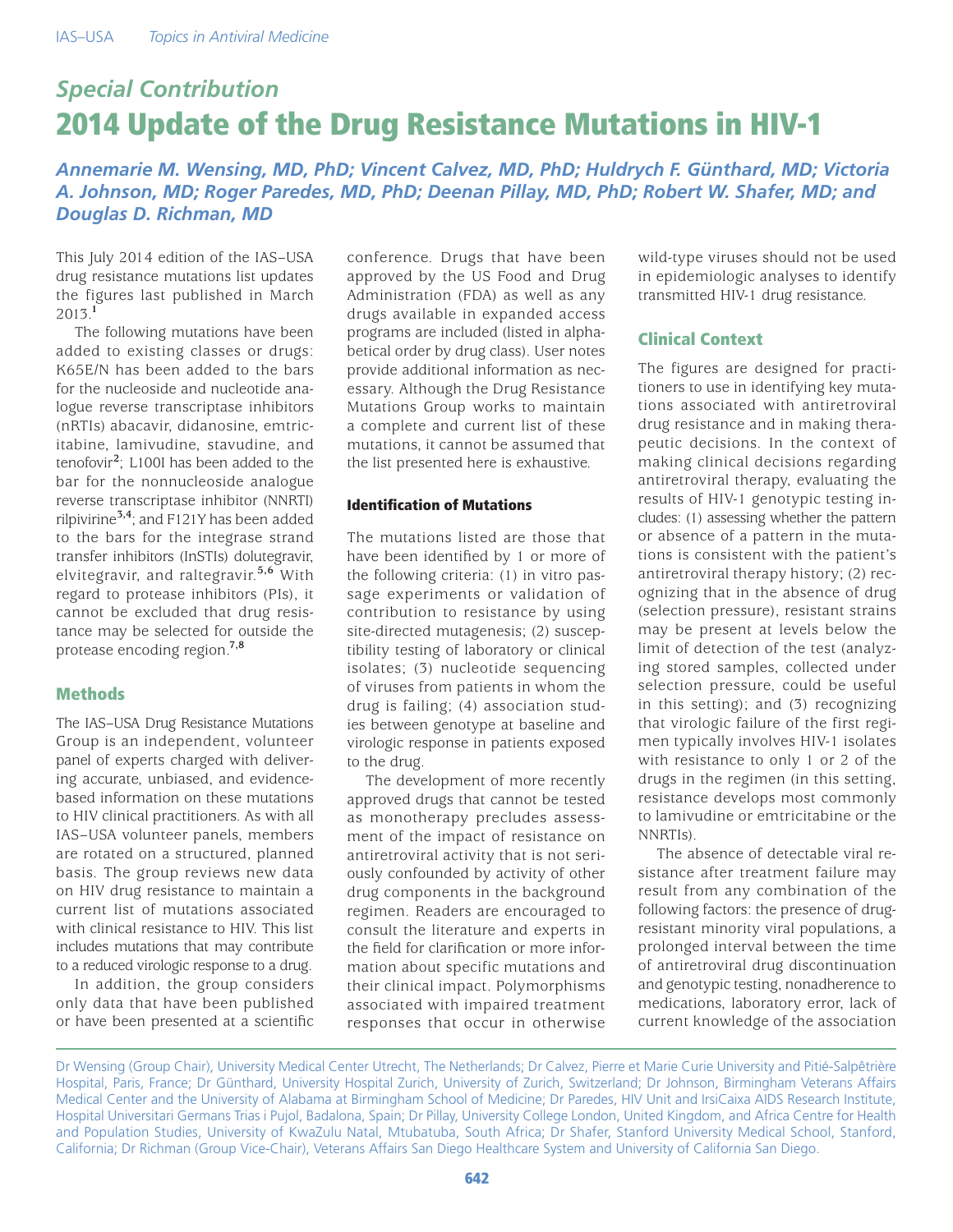## Special Contribution

# 2014 Update of the Drug Resistance Mutations in HIV-1

*Annemarie M. Wensing, MD, PhD; Vincent Calvez, MD, PhD; Huldrych F. Günthard, MD; Victoria A. Johnson, MD; Roger Paredes, MD, PhD; Deenan Pillay, MD, PhD; Robert W. Shafer, MD; and Douglas D. Richman, MD*

This July 2014 edition of the IAS–USA drug resistance mutations list updates the figures last published in March 2013.[1]

The following mutations have been added to existing classes or drugs: K65E/N has been added to the bars for the nucleoside and nucleotide analogue reverse transcriptase inhibitors (nRTIs) abacavir, didanosine, emtricitabine, lamivudine, stavudine, and tenofovir[2]; L100I has been added to the bar for the nonnucleoside analogue reverse transcriptase inhibitor (NNRTI) rilpivirine[3,4]; and F121Y has been added to the bars for the integrase strand transfer inhibitors (InSTIs) dolutegravir, elvitegravir, and raltegravir.[5,6] With regard to protease inhibitors (PIs), it cannot be excluded that drug resistance may be selected for outside the protease encoding region.[7,8]

## Methods

The IAS–USA Drug Resistance Mutations Group is an independent, volunteer panel of experts charged with delivering accurate, unbiased, and evidence-based information on these mutations to HIV clinical practitioners. As with all IAS–USA volunteer panels, members are rotated on a structured, planned basis. The group reviews new data on HIV drug resistance to maintain a current list of mutations associated with clinical resistance to HIV. This list includes mutations that may contribute to a reduced virologic response to a drug.

In addition, the group considers only data that have been published or have been presented at a scientific conference. Drugs that have been approved by the US Food and Drug Administration (FDA) as well as any drugs available in expanded access programs are included (listed in alphabetical order by drug class). User notes provide additional information as necessary. Although the Drug Resistance Mutations Group works to maintain a complete and current list of these mutations, it cannot be assumed that the list presented here is exhaustive.

### Identification of Mutations

The mutations listed are those that have been identified by 1 or more of the following criteria: (1) in vitro passage experiments or validation of contribution to resistance by using site-directed mutagenesis; (2) susceptibility testing of laboratory or clinical isolates; (3) nucleotide sequencing of viruses from patients in whom the drug is failing; (4) association studies between genotype at baseline and virologic response in patients exposed to the drug.

The development of more recently approved drugs that cannot be tested as monotherapy precludes assessment of the impact of resistance on antiretroviral activity that is not seriously confounded by activity of other drug components in the background regimen. Readers are encouraged to consult the literature and experts in the field for clarification or more information about specific mutations and their clinical impact. Polymorphisms associated with impaired treatment responses that occur in otherwise wild-type viruses should not be used in epidemiologic analyses to identify transmitted HIV-1 drug resistance.

## Clinical Context

The figures are designed for practitioners to use in identifying key mutations associated with antiretroviral drug resistance and in making therapeutic decisions. In the context of making clinical decisions regarding antiretroviral therapy, evaluating the results of HIV-1 genotypic testing includes: (1) assessing whether the pattern or absence of a pattern in the mutations is consistent with the patient's antiretroviral therapy history; (2) recognizing that in the absence of drug (selection pressure), resistant strains may be present at levels below the limit of detection of the test (analyzing stored samples, collected under selection pressure, could be useful in this setting); and (3) recognizing that virologic failure of the first regimen typically involves HIV-1 isolates with resistance to only 1 or 2 of the drugs in the regimen (in this setting, resistance develops most commonly to lamivudine or emtricitabine or the NNRTIs).

The absence of detectable viral resistance after treatment failure may result from any combination of the following factors: the presence of drug-resistant minority viral populations, a prolonged interval between the time of antiretroviral drug discontinuation and genotypic testing, nonadherence to medications, laboratory error, lack of current knowledge of the association

---

Dr Wensing (Group Chair), University Medical Center Utrecht, The Netherlands; Dr Calvez, Pierre et Marie Curie University and Pitié-Salpêtrière Hospital, Paris, France; Dr Günthard, University Hospital Zurich, University of Zurich, Switzerland; Dr Johnson, Birmingham Veterans Affairs Medical Center and the University of Alabama at Birmingham School of Medicine; Dr Paredes, HIV Unit and IrsiCaixa AIDS Research Institute, Hospital Universitari Germans Trias i Pujol, Badalona, Spain; Dr Pillay, University College London, United Kingdom, and Africa Centre for Health and Population Studies, University of KwaZulu Natal, Mtubatuba, South Africa; Dr Shafer, Stanford University Medical School, Stanford, California; Dr Richman (Group Vice-Chair), Veterans Affairs San Diego Healthcare System and University of California San Diego.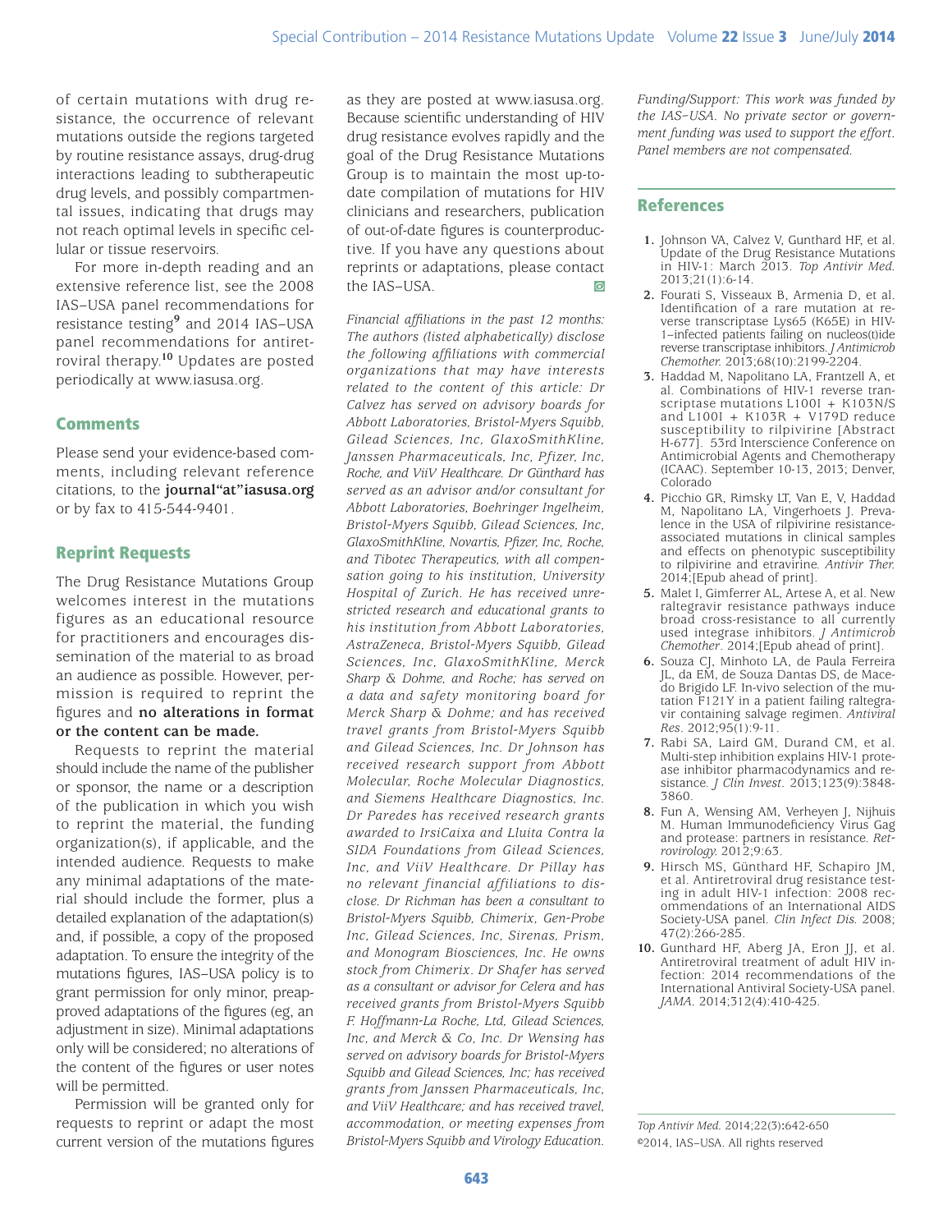of certain mutations with drug resistance, the occurrence of relevant mutations outside the regions targeted by routine resistance assays, drug-drug interactions leading to subtherapeutic drug levels, and possibly compartmental issues, indicating that drugs may not reach optimal levels in specific cellular or tissue reservoirs.

For more in-depth reading and an extensive reference list, see the 2008 IAS–USA panel recommendations for resistance testing[9] and 2014 IAS–USA panel recommendations for antiretroviral therapy.[10] Updates are posted periodically at www.iasusa.org.

## Comments

Please send your evidence-based comments, including relevant reference citations, to the **journal"at"iasusa.org** or by fax to 415-544-9401.

## Reprint Requests

The Drug Resistance Mutations Group welcomes interest in the mutations figures as an educational resource for practitioners and encourages dissemination of the material to as broad an audience as possible. However, permission is required to reprint the figures and **no alterations in format or the content can be made.**

Requests to reprint the material should include the name of the publisher or sponsor, the name or a description of the publication in which you wish to reprint the material, the funding organization(s), if applicable, and the intended audience. Requests to make any minimal adaptations of the material should include the former, plus a detailed explanation of the adaptation(s) and, if possible, a copy of the proposed adaptation. To ensure the integrity of the mutations figures, IAS–USA policy is to grant permission for only minor, preapproved adaptations of the figures (eg, an adjustment in size). Minimal adaptations only will be considered; no alterations of the content of the figures or user notes will be permitted.

Permission will be granted only for requests to reprint or adapt the most current version of the mutations figures as they are posted at www.iasusa.org. Because scientific understanding of HIV drug resistance evolves rapidly and the goal of the Drug Resistance Mutations Group is to maintain the most up-to-date compilation of mutations for HIV clinicians and researchers, publication of out-of-date figures is counterproductive. If you have any questions about reprints or adaptations, please contact the IAS–USA.

*Financial affiliations in the past 12 months: The authors (listed alphabetically) disclose the following affiliations with commercial organizations that may have interests related to the content of this article: Dr Calvez has served on advisory boards for Abbott Laboratories, Bristol-Myers Squibb, Gilead Sciences, Inc, GlaxoSmithKline, Janssen Pharmaceuticals, Inc, Pfizer, Inc, Roche, and ViiV Healthcare. Dr Günthard has served as an advisor and/or consultant for Abbott Laboratories, Boehringer Ingelheim, Bristol-Myers Squibb, Gilead Sciences, Inc, GlaxoSmithKline, Novartis, Pfizer, Inc, Roche, and Tibotec Therapeutics, with all compensation going to his institution, University Hospital of Zurich. He has received unrestricted research and educational grants to his institution from Abbott Laboratories, AstraZeneca, Bristol-Myers Squibb, Gilead Sciences, Inc, GlaxoSmithKline, Merck Sharp & Dohme, and Roche; has served on a data and safety monitoring board for Merck Sharp & Dohme; and has received travel grants from Bristol-Myers Squibb and Gilead Sciences, Inc. Dr Johnson has received research support from Abbott Molecular, Roche Molecular Diagnostics, and Siemens Healthcare Diagnostics, Inc. Dr Paredes has received research grants awarded to IrsiCaixa and Lluita Contra la SIDA Foundations from Gilead Sciences, Inc, and ViiV Healthcare. Dr Pillay has no relevant financial affiliations to disclose. Dr Richman has been a consultant to Bristol-Myers Squibb, Chimerix, Gen-Probe Inc, Gilead Sciences, Inc, Sirenas, Prism, and Monogram Biosciences, Inc. He owns stock from Chimerix. Dr Shafer has served as a consultant or advisor for Celera and has received grants from Bristol-Myers Squibb F. Hoffmann-La Roche, Ltd, Gilead Sciences, Inc, and Merck & Co, Inc. Dr Wensing has served on advisory boards for Bristol-Myers Squibb and Gilead Sciences, Inc; has received grants from Janssen Pharmaceuticals, Inc, and ViiV Healthcare; and has received travel, accommodation, or meeting expenses from Bristol-Myers Squibb and Virology Education.*

*Funding/Support: This work was funded by the IAS–USA. No private sector or government funding was used to support the effort. Panel members are not compensated.*

## References

1. Johnson VA, Calvez V, Gunthard HF, et al. Update of the Drug Resistance Mutations in HIV-1: March 2013. *Top Antivir Med.* 2013;21(1):6-14.
2. Fourati S, Visseaux B, Armenia D, et al. Identification of a rare mutation at reverse transcriptase Lys65 (K65E) in HIV-1–infected patients failing on nucleos(t)ide reverse transcriptase inhibitors. *J Antimicrob Chemother.* 2013;68(10):2199-2204.
3. Haddad M, Napolitano LA, Frantzell A, et al. Combinations of HIV-1 reverse transcriptase mutations L100I + K103N/S and L100I + K103R + V179D reduce susceptibility to rilpivirine [Abstract H-677]. 53rd Interscience Conference on Antimicrobial Agents and Chemotherapy (ICAAC). September 10-13, 2013; Denver, Colorado
4. Picchio GR, Rimsky LT, Van E, V, Haddad M, Napolitano LA, Vingerhoets J. Prevalence in the USA of rilpivirine resistance-associated mutations in clinical samples and effects on phenotypic susceptibility to rilpivirine and etravirine. *Antivir Ther.* 2014;[Epub ahead of print].
5. Malet I, Gimferrer AL, Artese A, et al. New raltegravir resistance pathways induce broad cross-resistance to all currently used integrase inhibitors. *J Antimicrob Chemother*. 2014;[Epub ahead of print].
6. Souza CJ, Minhoto LA, de Paula Ferreira JL, da EM, de Souza Dantas DS, de Macedo Brigido LF. In-vivo selection of the mutation F121Y in a patient failing raltegravir containing salvage regimen. *Antiviral Res*. 2012;95(1):9-11.
7. Rabi SA, Laird GM, Durand CM, et al. Multi-step inhibition explains HIV-1 protease inhibitor pharmacodynamics and resistance. *J Clin Invest*. 2013;123(9):3848-3860.
8. Fun A, Wensing AM, Verheyen J, Nijhuis M. Human Immunodeficiency Virus Gag and protease: partners in resistance. *Retrovirology.* 2012;9:63.
9. Hirsch MS, Günthard HF, Schapiro JM, et al. Antiretroviral drug resistance testing in adult HIV-1 infection: 2008 recommendations of an International AIDS Society-USA panel. *Clin Infect Dis.* 2008; 47(2):266-285.
10. Gunthard HF, Aberg JA, Eron JJ, et al. Antiretroviral treatment of adult HIV infection: 2014 recommendations of the International Antiviral Society-USA panel. *JAMA.* 2014;312(4):410-425.

*Top Antivir Med.* 2014;22(3):642-650
©2014, IAS–USA. All rights reserved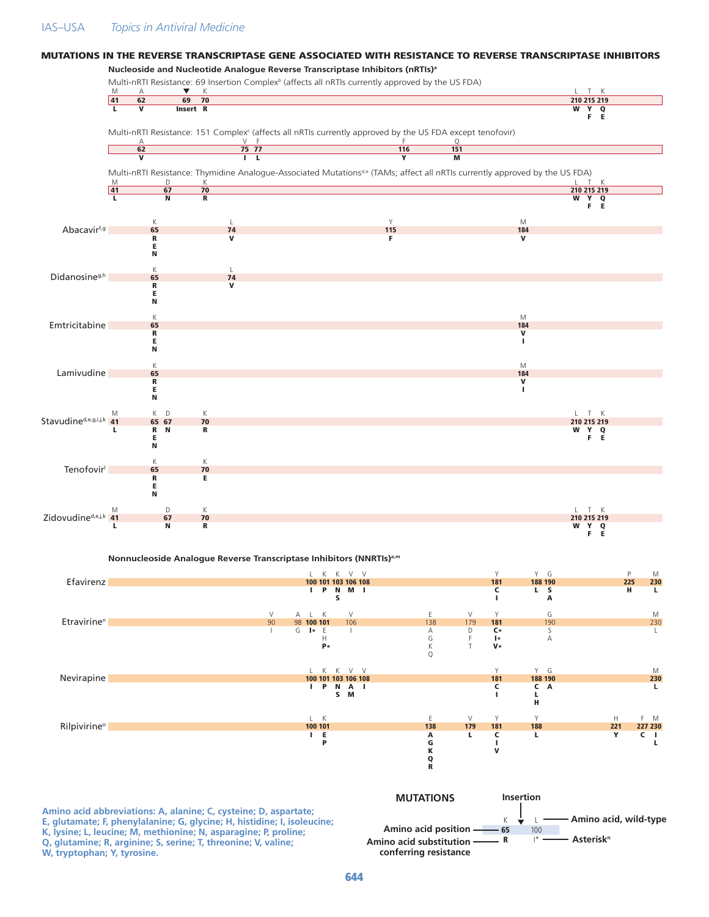## MUTATIONS IN THE REVERSE TRANSCRIPTASE GENE ASSOCIATED WITH RESISTANCE TO REVERSE TRANSCRIPTASE INHIBITORS

### Nucleoside and Nucleotide Analogue Reverse Transcriptase Inhibitors (nRTIs)[a]

**Multi-nRTI Resistance: 69 Insertion Complex[b] (affects all nRTIs currently approved by the US FDA)**

| Wild-type | M | A | ▼ | K | L | T | K |
|---|---|---|---|---|---|---|---|
| Position | 41 | 62 | 69 | 70 | 210 | 215 | 219 |
| Substitution | L | V | Insert | R | W | Y, F | Q, E |

**Multi-nRTI Resistance: 151 Complex[c] (affects all nRTIs currently approved by the US FDA except tenofovir)**

| Wild-type | A | V | F | F | Q |
|---|---|---|---|---|---|
| Position | 62 | 75 | 77 | 116 | 151 |
| Substitution | V | I | L | Y | M |

**Multi-nRTI Resistance: Thymidine Analogue-Associated Mutations[d,e] (TAMs; affect all nRTIs currently approved by the US FDA)**

| Wild-type | M | D | K | L | T | K |
|---|---|---|---|---|---|---|
| Position | 41 | 67 | 70 | 210 | 215 | 219 |
| Substitution | L | N | R | W | Y, F | Q, E |

**Abacavir[f,g]**

| Wild-type | K | L | Y | M |
|---|---|---|---|---|
| Position | 65 | 74 | 115 | 184 |
| Substitution | R, E, N | V | F | V |

**Didanosine[g,h]**

| Wild-type | K | L |
|---|---|---|
| Position | 65 | 74 |
| Substitution | R, E, N | V |

**Emtricitabine**

| Wild-type | K | M |
|---|---|---|
| Position | 65 | 184 |
| Substitution | R, E, N | V, I |

**Lamivudine**

| Wild-type | K | M |
|---|---|---|
| Position | 65 | 184 |
| Substitution | R, E, N | V, I |

**Stavudine[d,e,g,i,j,k]**

| Wild-type | M | K | D | K | L | T | K |
|---|---|---|---|---|---|---|---|
| Position | 41 | 65 | 67 | 70 | 210 | 215 | 219 |
| Substitution | L | R, E, N | N | R | W | Y, F | Q, E |

**Tenofovir[l]**

| Wild-type | K | K |
|---|---|---|
| Position | 65 | 70 |
| Substitution | R, E, N | E |

**Zidovudine[d,e,j,k]**

| Wild-type | M | D | K | L | T | K |
|---|---|---|---|---|---|---|
| Position | 41 | 67 | 70 | 210 | 215 | 219 |
| Substitution | L | N | R | W | Y, F | Q, E |

### Nonnucleoside Analogue Reverse Transcriptase Inhibitors (NNRTIs)[a,m]

**Efavirenz**

| Wild-type | L | K | K | V | V | Y | Y | G | P | M |
|---|---|---|---|---|---|---|---|---|---|---|
| Position | 100 | 101 | 103 | 106 | 108 | 181 | 188 | 190 | 225 | 230 |
| Substitution | I | P | N, S | M | I | C, I | L | S, A | H | L |

**Etravirine[n]**

| Wild-type | V | A | L | K | V | E | V | Y | G | M |
|---|---|---|---|---|---|---|---|---|---|---|
| Position | 90 | 98 | **100** | **101** | 106 | 138 | 179 | **181** | 190 | 230 |
| Substitution | I | G | I* | E, H, P* | I | A, G, K, Q | D, F, T | C*, I*, V* | S, A | L |

**Nevirapine**

| Wild-type | L | K | K | V | V | Y | Y | G | M |
|---|---|---|---|---|---|---|---|---|---|
| Position | 100 | 101 | 103 | 106 | 108 | 181 | 188 | 190 | 230 |
| Substitution | I | P | N, S | A, M | I | C, I | C, L, H | A | L |

**Rilpivirine[o]**

| Wild-type | L | K | E | V | Y | Y | H | F | M |
|---|---|---|---|---|---|---|---|---|---|
| Position | 100 | 101 | 138 | 179 | 181 | 188 | 221 | 227 | 230 |
| Substitution | I | E, P | A, G, K, Q, R | L | C, I, V | L | Y | C | I, L |

**MUTATIONS** (legend): Amino acid, wild-type (top); Amino acid position (middle); Amino acid substitution conferring resistance (bottom); Insertion (▼); Asterisk[n].

**Amino acid abbreviations: A, alanine; C, cysteine; D, aspartate; E, glutamate; F, phenylalanine; G, glycine; H, histidine; I, isoleucine; K, lysine; L, leucine; M, methionine; N, asparagine; P, proline; Q, glutamine; R, arginine; S, serine; T, threonine; V, valine; W, tryptophan; Y, tyrosine.**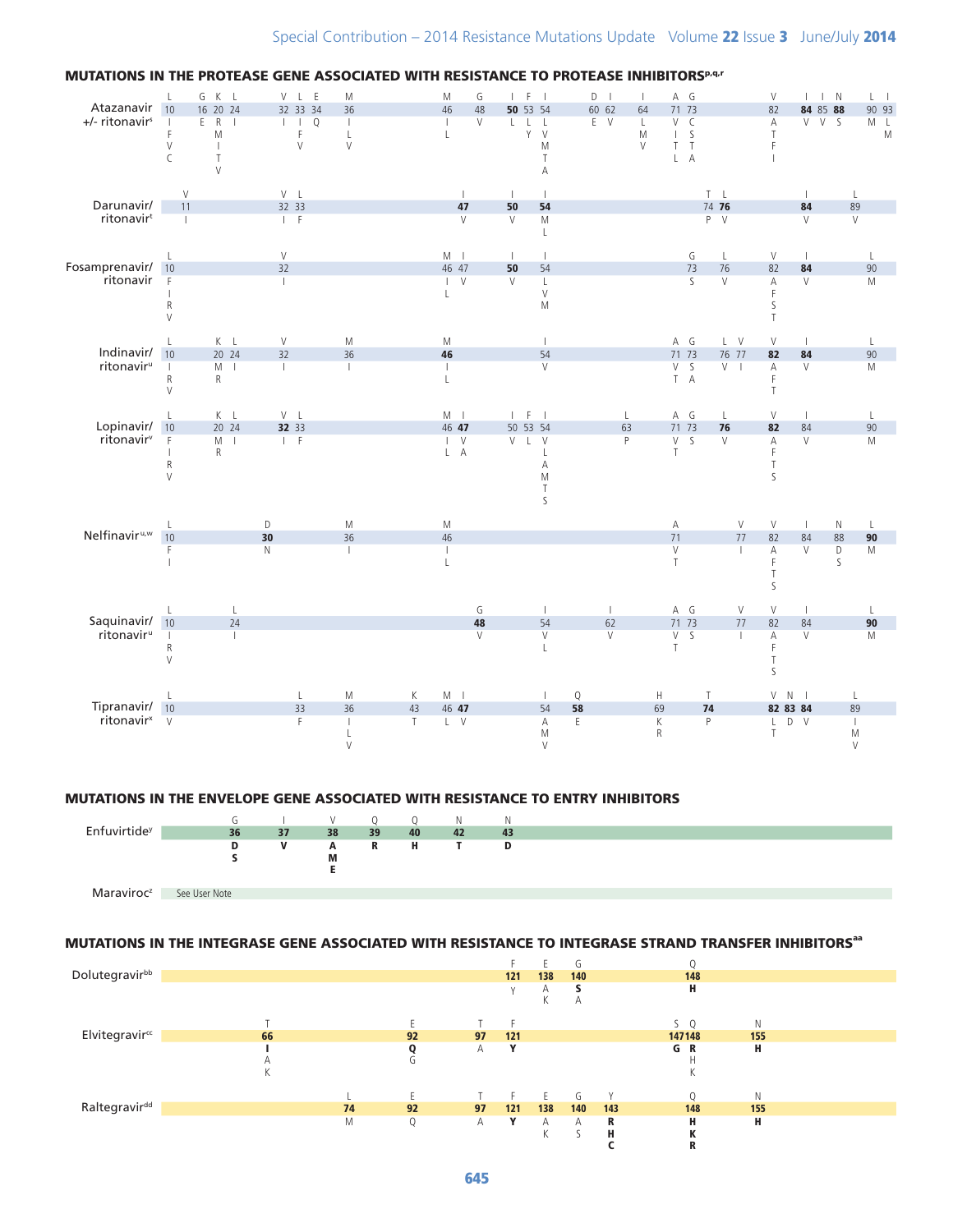## MUTATIONS IN THE PROTEASE GENE ASSOCIATED WITH RESISTANCE TO PROTEASE INHIBITORS[p,q,r]

| Drug | Mutations |
|---|---|
| Atazanavir +/- ritonavir[s] | L10I/F/V/C, G16E, K20R/M/I/T/V, L24I, V32I, L33I/F/V, E34Q, M36I/L/V, M46I/L, G48V, **I50L**, F53L/Y, I54L/V/M/T/A, D60E, I62V, I64L/M/V, A71V/I/T/L, G73C/S/T/A, V82A/T/F/I, **I84V**, I85V, **N88S**, L90M, I93L/M |
| Darunavir/ritonavir[t] | V11I, V32I, L33F, **I47V**, **I50V**, **I54M/L**, T74P, **L76V**, **I84V**, L89V |
| Fosamprenavir/ritonavir | L10F/I/R/V, V32I, M46I/L, I47V, **I50V**, I54L/V/M, G73S, L76V, V82A/F/S/T, **I84V**, L90M |
| Indinavir/ritonavir[u] | L10I/R/V, K20M/R, L24I, V32I, M36I, **M46I/L**, I54V, A71V/T, G73S/A, L76V, V77I, **V82A/F/T**, **I84V**, L90M |
| Lopinavir/ritonavir[v] | L10F/I/R/V, K20M/R, L24I, **V32I**, L33F, M46I/L, **I47V/A**, I50V, F53L, I54V/L/A/M/T/S, L63P, A71V/T, G73S, **L76V**, **V82A/F/T/S**, I84V, L90M |
| Nelfinavir[u,w] | L10F/I, **D30N**, M36I, M46I/L, A71V/T, V77I, V82A/F/T/S, I84V, N88D/S, **L90M** |
| Saquinavir/ritonavir[u] | L10I/R/V, L24I, **G48V**, I54V/L, I62V, A71V/T, G73S, V77I, V82A/F/T/S, I84V, **L90M** |
| Tipranavir/ritonavir[x] | L10V, L33F, M36I/L/V, K43T, M46L, **I47V**, I54A/M/V, **Q58E**, H69K/R, **T74P**, **V82L/T**, **N83D**, **I84V**, L89I/M/V |

## MUTATIONS IN THE ENVELOPE GENE ASSOCIATED WITH RESISTANCE TO ENTRY INHIBITORS

| Drug | Mutations |
|---|---|
| Enfuvirtide[y] | **G36D/S**, **I37V**, **V38A/M/E**, **Q39R**, **Q40H**, **N42T**, **N43D** |
| Maraviroc[z] | See User Note |

## MUTATIONS IN THE INTEGRASE GENE ASSOCIATED WITH RESISTANCE TO INTEGRASE STRAND TRANSFER INHIBITORS[aa]

| Drug | Mutations |
|---|---|
| Dolutegravir[bb] | F**121**Y, E138A/K, G**140**S/A, **Q148H** |
| Elvitegravir[cc] | **T66I**/A/K, **E92Q**/G, T97A, **F121Y**, **S147G**, **Q148R**/H/K, **N155H** |
| Raltegravir[dd] | L74M, E92Q, T97A, **F121Y**, E138A/K, G140A/S, **Y143R/H/C**, **Q148H/K/R**, **N155H** |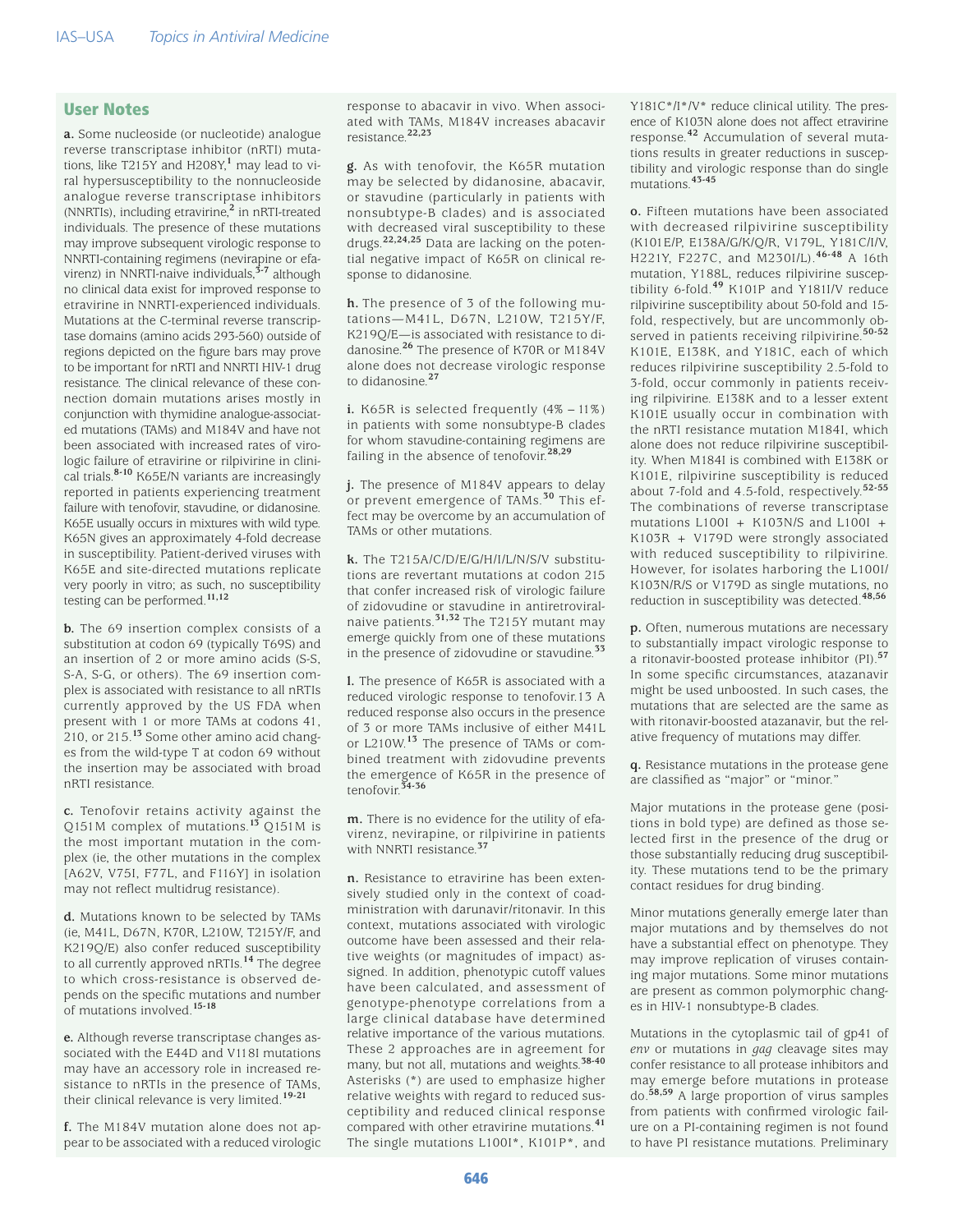## User Notes

**a.** Some nucleoside (or nucleotide) analogue reverse transcriptase inhibitor (nRTI) mutations, like T215Y and H208Y,[1] may lead to viral hypersusceptibility to the nonnucleoside analogue reverse transcriptase inhibitors (NNRTIs), including etravirine,[2] in nRTI-treated individuals. The presence of these mutations may improve subsequent virologic response to NNRTI-containing regimens (nevirapine or efavirenz) in NNRTI-naive individuals,[3-7] although no clinical data exist for improved response to etravirine in NNRTI-experienced individuals. Mutations at the C-terminal reverse transcriptase domains (amino acids 293-560) outside of regions depicted on the figure bars may prove to be important for nRTI and NNRTI HIV-1 drug resistance. The clinical relevance of these connection domain mutations arises mostly in conjunction with thymidine analogue-associated mutations (TAMs) and M184V and have not been associated with increased rates of virologic failure of etravirine or rilpivirine in clinical trials.[8-10] K65E/N variants are increasingly reported in patients experiencing treatment failure with tenofovir, stavudine, or didanosine. K65E usually occurs in mixtures with wild type. K65N gives an approximately 4-fold decrease in susceptibility. Patient-derived viruses with K65E and site-directed mutations replicate very poorly in vitro; as such, no susceptibility testing can be performed.[11,12]

**b.** The 69 insertion complex consists of a substitution at codon 69 (typically T69S) and an insertion of 2 or more amino acids (S-S, S-A, S-G, or others). The 69 insertion complex is associated with resistance to all nRTIs currently approved by the US FDA when present with 1 or more TAMs at codons 41, 210, or 215.[13] Some other amino acid changes from the wild-type T at codon 69 without the insertion may be associated with broad nRTI resistance.

**c.** Tenofovir retains activity against the Q151M complex of mutations.[13] Q151M is the most important mutation in the complex (ie, the other mutations in the complex [A62V, V75I, F77L, and F116Y] in isolation may not reflect multidrug resistance).

**d.** Mutations known to be selected by TAMs (ie, M41L, D67N, K70R, L210W, T215Y/F, and K219Q/E) also confer reduced susceptibility to all currently approved nRTIs.[14] The degree to which cross-resistance is observed depends on the specific mutations and number of mutations involved.[15-18]

**e.** Although reverse transcriptase changes associated with the E44D and V118I mutations may have an accessory role in increased resistance to nRTIs in the presence of TAMs, their clinical relevance is very limited.[19-21]

**f.** The M184V mutation alone does not appear to be associated with a reduced virologic response to abacavir in vivo. When associated with TAMs, M184V increases abacavir resistance.[22,23]

**g.** As with tenofovir, the K65R mutation may be selected by didanosine, abacavir, or stavudine (particularly in patients with nonsubtype-B clades) and is associated with decreased viral susceptibility to these drugs.[22,24,25] Data are lacking on the potential negative impact of K65R on clinical response to didanosine.

**h.** The presence of 3 of the following mutations—M41L, D67N, L210W, T215Y/F, K219Q/E—is associated with resistance to didanosine.[26] The presence of K70R or M184V alone does not decrease virologic response to didanosine.[27]

**i.** K65R is selected frequently (4% – 11%) in patients with some nonsubtype-B clades for whom stavudine-containing regimens are failing in the absence of tenofovir.[28,29]

**j.** The presence of M184V appears to delay or prevent emergence of TAMs.[30] This effect may be overcome by an accumulation of TAMs or other mutations.

**k.** The T215A/C/D/E/G/H/I/L/N/S/V substitutions are revertant mutations at codon 215 that confer increased risk of virologic failure of zidovudine or stavudine in antiretroviral-naive patients.[31,32] The T215Y mutant may emerge quickly from one of these mutations in the presence of zidovudine or stavudine.[33]

**l.** The presence of K65R is associated with a reduced virologic response to tenofovir.13 A reduced response also occurs in the presence of 3 or more TAMs inclusive of either M41L or L210W.[13] The presence of TAMs or combined treatment with zidovudine prevents the emergence of K65R in the presence of tenofovir.[34-36]

**m.** There is no evidence for the utility of efavirenz, nevirapine, or rilpivirine in patients with NNRTI resistance.[37]

**n.** Resistance to etravirine has been extensively studied only in the context of coadministration with darunavir/ritonavir. In this context, mutations associated with virologic outcome have been assessed and their relative weights (or magnitudes of impact) assigned. In addition, phenotypic cutoff values have been calculated, and assessment of genotype-phenotype correlations from a large clinical database have determined relative importance of the various mutations. These 2 approaches are in agreement for many, but not all, mutations and weights.[38-40] Asterisks (*) are used to emphasize higher relative weights with regard to reduced susceptibility and reduced clinical response compared with other etravirine mutations.[41] The single mutations L100I*, K101P*, and Y181C*/I*/V* reduce clinical utility. The presence of K103N alone does not affect etravirine response.[42] Accumulation of several mutations results in greater reductions in susceptibility and virologic response than do single mutations.[43-45]

**o.** Fifteen mutations have been associated with decreased rilpivirine susceptibility (K101E/P, E138A/G/K/Q/R, V179L, Y181C/I/V, H221Y, F227C, and M230I/L).[46-48] A 16th mutation, Y188L, reduces rilpivirine susceptibility 6-fold.[49] K101P and Y181I/V reduce rilpivirine susceptibility about 50-fold and 15-fold, respectively, but are uncommonly observed in patients receiving rilpivirine.[50-52] K101E, E138K, and Y181C, each of which reduces rilpivirine susceptibility 2.5-fold to 3-fold, occur commonly in patients receiving rilpivirine. E138K and to a lesser extent K101E usually occur in combination with the nRTI resistance mutation M184I, which alone does not reduce rilpivirine susceptibility. When M184I is combined with E138K or K101E, rilpivirine susceptibility is reduced about 7-fold and 4.5-fold, respectively.[52-55] The combinations of reverse transcriptase mutations L100I + K103N/S and L100I + K103R + V179D were strongly associated with reduced susceptibility to rilpivirine. However, for isolates harboring the L100I/K103N/R/S or V179D as single mutations, no reduction in susceptibility was detected.[48,56]

**p.** Often, numerous mutations are necessary to substantially impact virologic response to a ritonavir-boosted protease inhibitor (PI).[57] In some specific circumstances, atazanavir might be used unboosted. In such cases, the mutations that are selected are the same as with ritonavir-boosted atazanavir, but the relative frequency of mutations may differ.

**q.** Resistance mutations in the protease gene are classified as "major" or "minor."

Major mutations in the protease gene (positions in bold type) are defined as those selected first in the presence of the drug or those substantially reducing drug susceptibility. These mutations tend to be the primary contact residues for drug binding.

Minor mutations generally emerge later than major mutations and by themselves do not have a substantial effect on phenotype. They may improve replication of viruses containing major mutations. Some minor mutations are present as common polymorphic changes in HIV-1 nonsubtype-B clades.

Mutations in the cytoplasmic tail of gp41 of *env* or mutations in *gag* cleavage sites may confer resistance to all protease inhibitors and may emerge before mutations in protease do.[58,59] A large proportion of virus samples from patients with confirmed virologic failure on a PI-containing regimen is not found to have PI resistance mutations. Preliminary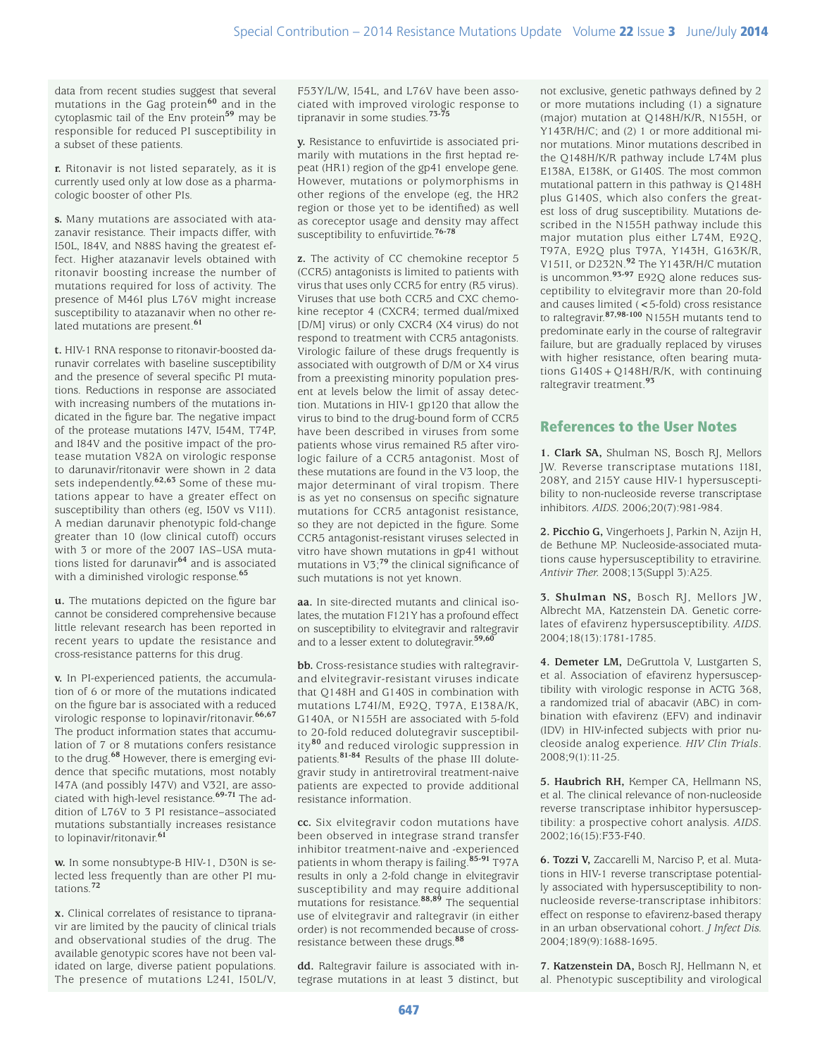data from recent studies suggest that several mutations in the Gag protein[60] and in the cytoplasmic tail of the Env protein[59] may be responsible for reduced PI susceptibility in a subset of these patients.

**r.** Ritonavir is not listed separately, as it is currently used only at low dose as a pharmacologic booster of other PIs.

**s.** Many mutations are associated with atazanavir resistance. Their impacts differ, with I50L, I84V, and N88S having the greatest effect. Higher atazanavir levels obtained with ritonavir boosting increase the number of mutations required for loss of activity. The presence of M46I plus L76V might increase susceptibility to atazanavir when no other related mutations are present.[61]

**t.** HIV-1 RNA response to ritonavir-boosted darunavir correlates with baseline susceptibility and the presence of several specific PI mutations. Reductions in response are associated with increasing numbers of the mutations indicated in the figure bar. The negative impact of the protease mutations I47V, I54M, T74P, and I84V and the positive impact of the protease mutation V82A on virologic response to darunavir/ritonavir were shown in 2 data sets independently.[62,63] Some of these mutations appear to have a greater effect on susceptibility than others (eg, I50V vs V11I). A median darunavir phenotypic fold-change greater than 10 (low clinical cutoff) occurs with 3 or more of the 2007 IAS–USA mutations listed for darunavir[64] and is associated with a diminished virologic response.[65]

**u.** The mutations depicted on the figure bar cannot be considered comprehensive because little relevant research has been reported in recent years to update the resistance and cross-resistance patterns for this drug.

**v.** In PI-experienced patients, the accumulation of 6 or more of the mutations indicated on the figure bar is associated with a reduced virologic response to lopinavir/ritonavir.[66,67] The product information states that accumulation of 7 or 8 mutations confers resistance to the drug.[68] However, there is emerging evidence that specific mutations, most notably I47A (and possibly I47V) and V32I, are associated with high-level resistance.[69-71] The addition of L76V to 3 PI resistance–associated mutations substantially increases resistance to lopinavir/ritonavir.[61]

**w.** In some nonsubtype-B HIV-1, D30N is selected less frequently than are other PI mutations.[72]

**x.** Clinical correlates of resistance to tipranavir are limited by the paucity of clinical trials and observational studies of the drug. The available genotypic scores have not been validated on large, diverse patient populations. The presence of mutations L24I, I50L/V, F53Y/L/W, I54L, and L76V have been associated with improved virologic response to tipranavir in some studies.[73-75]

**y.** Resistance to enfuvirtide is associated primarily with mutations in the first heptad repeat (HR1) region of the gp41 envelope gene. However, mutations or polymorphisms in other regions of the envelope (eg, the HR2 region or those yet to be identified) as well as coreceptor usage and density may affect susceptibility to enfuvirtide.[76-78]

**z.** The activity of CC chemokine receptor 5 (CCR5) antagonists is limited to patients with virus that uses only CCR5 for entry (R5 virus). Viruses that use both CCR5 and CXC chemokine receptor 4 (CXCR4; termed dual/mixed [D/M] virus) or only CXCR4 (X4 virus) do not respond to treatment with CCR5 antagonists. Virologic failure of these drugs frequently is associated with outgrowth of D/M or X4 virus from a preexisting minority population present at levels below the limit of assay detection. Mutations in HIV-1 gp120 that allow the virus to bind to the drug-bound form of CCR5 have been described in viruses from some patients whose virus remained R5 after virologic failure of a CCR5 antagonist. Most of these mutations are found in the V3 loop, the major determinant of viral tropism. There is as yet no consensus on specific signature mutations for CCR5 antagonist resistance, so they are not depicted in the figure. Some CCR5 antagonist-resistant viruses selected in vitro have shown mutations in gp41 without mutations in V3;[79] the clinical significance of such mutations is not yet known.

**aa.** In site-directed mutants and clinical isolates, the mutation F121Y has a profound effect on susceptibility to elvitegravir and raltegravir and to a lesser extent to dolutegravir.[59,60]

**bb.** Cross-resistance studies with raltegravir- and elvitegravir-resistant viruses indicate that Q148H and G140S in combination with mutations L74I/M, E92Q, T97A, E138A/K, G140A, or N155H are associated with 5-fold to 20-fold reduced dolutegravir susceptibility[80] and reduced virologic suppression in patients.[81-84] Results of the phase III dolutegravir study in antiretroviral treatment-naive patients are expected to provide additional resistance information.

**cc.** Six elvitegravir codon mutations have been observed in integrase strand transfer inhibitor treatment-naive and -experienced patients in whom therapy is failing.[85-91] T97A results in only a 2-fold change in elvitegravir susceptibility and may require additional mutations for resistance.[88,89] The sequential use of elvitegravir and raltegravir (in either order) is not recommended because of cross-resistance between these drugs.[88]

**dd.** Raltegravir failure is associated with integrase mutations in at least 3 distinct, but not exclusive, genetic pathways defined by 2 or more mutations including (1) a signature (major) mutation at Q148H/K/R, N155H, or Y143R/H/C; and (2) 1 or more additional minor mutations. Minor mutations described in the Q148H/K/R pathway include L74M plus E138A, E138K, or G140S. The most common mutational pattern in this pathway is Q148H plus G140S, which also confers the greatest loss of drug susceptibility. Mutations described in the N155H pathway include this major mutation plus either L74M, E92Q, T97A, E92Q plus T97A, Y143H, G163K/R, V151I, or D232N.[92] The Y143R/H/C mutation is uncommon.[93-97] E92Q alone reduces susceptibility to elvitegravir more than 20-fold and causes limited (<5-fold) cross resistance to raltegravir.[87,98-100] N155H mutants tend to predominate early in the course of raltegravir failure, but are gradually replaced by viruses with higher resistance, often bearing mutations G140S+Q148H/R/K, with continuing raltegravir treatment.[93]

## References to the User Notes

**1. Clark SA,** Shulman NS, Bosch RJ, Mellors JW. Reverse transcriptase mutations 118I, 208Y, and 215Y cause HIV-1 hypersusceptibility to non-nucleoside reverse transcriptase inhibitors. *AIDS*. 2006;20(7):981-984.

**2. Picchio G,** Vingerhoets J, Parkin N, Azijn H, de Bethune MP. Nucleoside-associated mutations cause hypersusceptibility to etravirine. *Antivir Ther.* 2008;13(Suppl 3):A25.

**3. Shulman NS,** Bosch RJ, Mellors JW, Albrecht MA, Katzenstein DA. Genetic correlates of efavirenz hypersusceptibility. *AIDS*. 2004;18(13):1781-1785.

**4. Demeter LM,** DeGruttola V, Lustgarten S, et al. Association of efavirenz hypersusceptibility with virologic response in ACTG 368, a randomized trial of abacavir (ABC) in combination with efavirenz (EFV) and indinavir (IDV) in HIV-infected subjects with prior nucleoside analog experience. *HIV Clin Trials*. 2008;9(1):11-25.

**5. Haubrich RH,** Kemper CA, Hellmann NS, et al. The clinical relevance of non-nucleoside reverse transcriptase inhibitor hypersusceptibility: a prospective cohort analysis. *AIDS*. 2002;16(15):F33-F40.

**6. Tozzi V,** Zaccarelli M, Narciso P, et al. Mutations in HIV-1 reverse transcriptase potentially associated with hypersusceptibility to nonnucleoside reverse-transcriptase inhibitors: effect on response to efavirenz-based therapy in an urban observational cohort. *J Infect Dis.* 2004;189(9):1688-1695.

**7. Katzenstein DA,** Bosch RJ, Hellmann N, et al. Phenotypic susceptibility and virological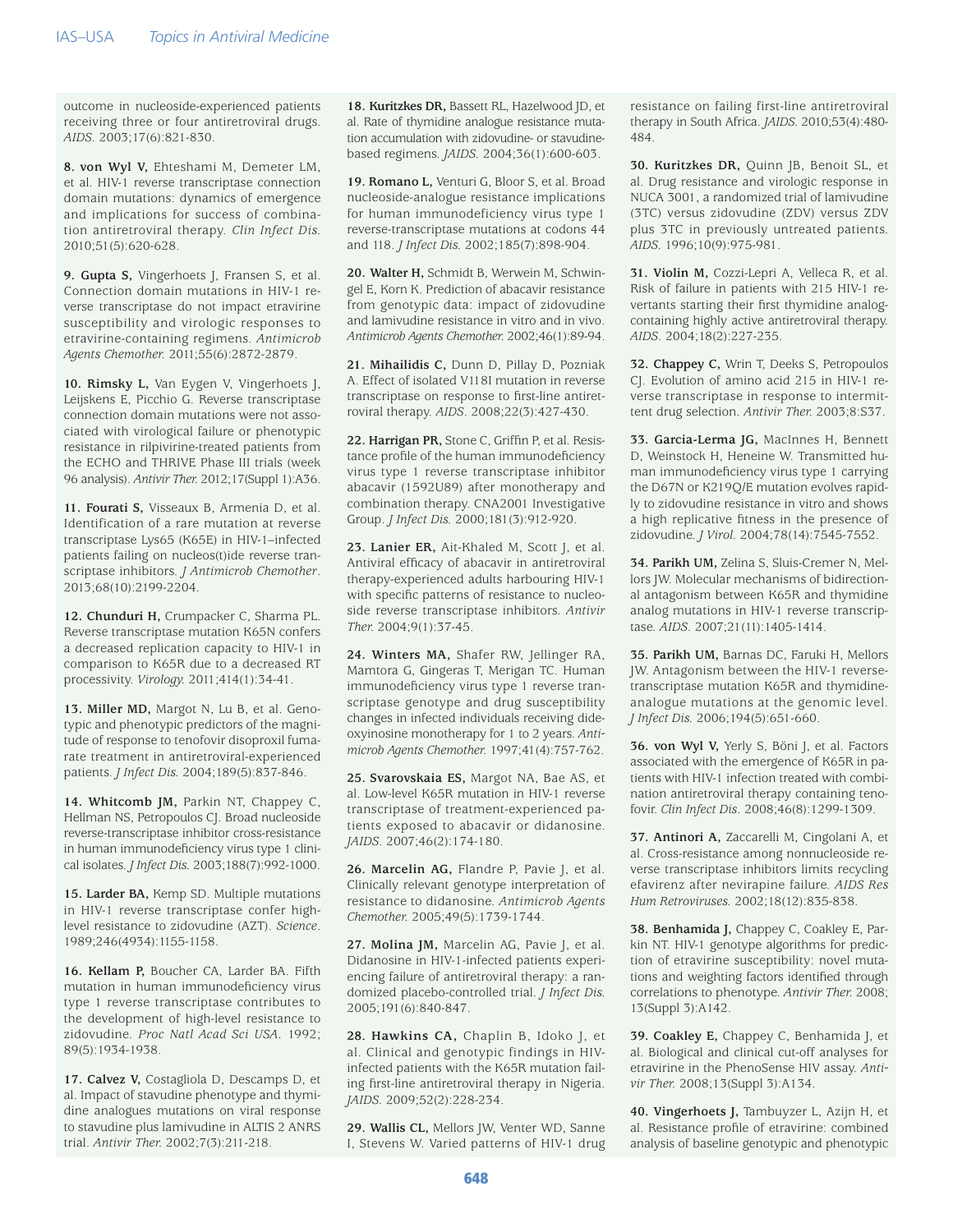outcome in nucleoside-experienced patients receiving three or four antiretroviral drugs. *AIDS*. 2003;17(6):821-830.

**8. von Wyl V,** Ehteshami M, Demeter LM, et al. HIV-1 reverse transcriptase connection domain mutations: dynamics of emergence and implications for success of combination antiretroviral therapy. *Clin Infect Dis*. 2010;51(5):620-628.

**9. Gupta S,** Vingerhoets J, Fransen S, et al. Connection domain mutations in HIV-1 reverse transcriptase do not impact etravirine susceptibility and virologic responses to etravirine-containing regimens. *Antimicrob Agents Chemother.* 2011;55(6):2872-2879.

**10. Rimsky L,** Van Eygen V, Vingerhoets J, Leijskens E, Picchio G. Reverse transcriptase connection domain mutations were not associated with virological failure or phenotypic resistance in rilpivirine-treated patients from the ECHO and THRIVE Phase III trials (week 96 analysis). *Antivir Ther.* 2012;17(Suppl 1):A36.

**11. Fourati S,** Visseaux B, Armenia D, et al. Identification of a rare mutation at reverse transcriptase Lys65 (K65E) in HIV-1–infected patients failing on nucleos(t)ide reverse transcriptase inhibitors. *J Antimicrob Chemother*. 2013;68(10):2199-2204.

**12. Chunduri H,** Crumpacker C, Sharma PL. Reverse transcriptase mutation K65N confers a decreased replication capacity to HIV-1 in comparison to K65R due to a decreased RT processivity. *Virology.* 2011;414(1):34-41.

**13. Miller MD,** Margot N, Lu B, et al. Genotypic and phenotypic predictors of the magnitude of response to tenofovir disoproxil fumarate treatment in antiretroviral-experienced patients. *J Infect Dis.* 2004;189(5):837-846.

**14. Whitcomb JM,** Parkin NT, Chappey C, Hellman NS, Petropoulos CJ. Broad nucleoside reverse-transcriptase inhibitor cross-resistance in human immunodeficiency virus type 1 clinical isolates. *J Infect Dis.* 2003;188(7):992-1000.

**15. Larder BA,** Kemp SD. Multiple mutations in HIV-1 reverse transcriptase confer high-level resistance to zidovudine (AZT). *Science*. 1989;246(4934):1155-1158.

**16. Kellam P,** Boucher CA, Larder BA. Fifth mutation in human immunodeficiency virus type 1 reverse transcriptase contributes to the development of high-level resistance to zidovudine. *Proc Natl Acad Sci USA*. 1992; 89(5):1934-1938.

**17. Calvez V,** Costagliola D, Descamps D, et al. Impact of stavudine phenotype and thymidine analogues mutations on viral response to stavudine plus lamivudine in ALTIS 2 ANRS trial. *Antivir Ther.* 2002;7(3):211-218.

**18. Kuritzkes DR,** Bassett RL, Hazelwood JD, et al. Rate of thymidine analogue resistance mutation accumulation with zidovudine- or stavudine-based regimens. *JAIDS*. 2004;36(1):600-603.

**19. Romano L,** Venturi G, Bloor S, et al. Broad nucleoside-analogue resistance implications for human immunodeficiency virus type 1 reverse-transcriptase mutations at codons 44 and 118. *J Infect Dis.* 2002;185(7):898-904.

**20. Walter H,** Schmidt B, Werwein M, Schwingel E, Korn K. Prediction of abacavir resistance from genotypic data: impact of zidovudine and lamivudine resistance in vitro and in vivo. *Antimicrob Agents Chemother.* 2002;46(1):89-94.

**21. Mihailidis C,** Dunn D, Pillay D, Pozniak A. Effect of isolated V118I mutation in reverse transcriptase on response to first-line antiretroviral therapy. *AIDS*. 2008;22(3):427-430.

**22. Harrigan PR,** Stone C, Griffin P, et al. Resistance profile of the human immunodeficiency virus type 1 reverse transcriptase inhibitor abacavir (1592U89) after monotherapy and combination therapy. CNA2001 Investigative Group. *J Infect Dis.* 2000;181(3):912-920.

**23. Lanier ER,** Ait-Khaled M, Scott J, et al. Antiviral efficacy of abacavir in antiretroviral therapy-experienced adults harbouring HIV-1 with specific patterns of resistance to nucleoside reverse transcriptase inhibitors. *Antivir Ther.* 2004;9(1):37-45.

**24. Winters MA,** Shafer RW, Jellinger RA, Mamtora G, Gingeras T, Merigan TC. Human immunodeficiency virus type 1 reverse transcriptase genotype and drug susceptibility changes in infected individuals receiving dideoxyinosine monotherapy for 1 to 2 years. *Antimicrob Agents Chemother.* 1997;41(4):757-762.

**25. Svarovskaia ES,** Margot NA, Bae AS, et al. Low-level K65R mutation in HIV-1 reverse transcriptase of treatment-experienced patients exposed to abacavir or didanosine. *JAIDS*. 2007;46(2):174-180.

**26. Marcelin AG,** Flandre P, Pavie J, et al. Clinically relevant genotype interpretation of resistance to didanosine. *Antimicrob Agents Chemother.* 2005;49(5):1739-1744.

**27. Molina JM,** Marcelin AG, Pavie J, et al. Didanosine in HIV-1-infected patients experiencing failure of antiretroviral therapy: a randomized placebo-controlled trial. *J Infect Dis.* 2005;191(6):840-847.

**28. Hawkins CA,** Chaplin B, Idoko J, et al. Clinical and genotypic findings in HIV-infected patients with the K65R mutation failing first-line antiretroviral therapy in Nigeria. *JAIDS*. 2009;52(2):228-234.

**29. Wallis CL,** Mellors JW, Venter WD, Sanne I, Stevens W. Varied patterns of HIV-1 drug resistance on failing first-line antiretroviral therapy in South Africa. *JAIDS*. 2010;53(4):480-484.

**30. Kuritzkes DR,** Quinn JB, Benoit SL, et al. Drug resistance and virologic response in NUCA 3001, a randomized trial of lamivudine (3TC) versus zidovudine (ZDV) versus ZDV plus 3TC in previously untreated patients. *AIDS*. 1996;10(9):975-981.

**31. Violin M,** Cozzi-Lepri A, Velleca R, et al. Risk of failure in patients with 215 HIV-1 revertants starting their first thymidine analog-containing highly active antiretroviral therapy. *AIDS*. 2004;18(2):227-235.

**32. Chappey C,** Wrin T, Deeks S, Petropoulos CJ. Evolution of amino acid 215 in HIV-1 reverse transcriptase in response to intermittent drug selection. *Antivir Ther.* 2003;8:S37.

**33. Garcia-Lerma JG,** MacInnes H, Bennett D, Weinstock H, Heneine W. Transmitted human immunodeficiency virus type 1 carrying the D67N or K219Q/E mutation evolves rapidly to zidovudine resistance in vitro and shows a high replicative fitness in the presence of zidovudine. *J Virol*. 2004;78(14):7545-7552.

**34. Parikh UM,** Zelina S, Sluis-Cremer N, Mellors JW. Molecular mechanisms of bidirectional antagonism between K65R and thymidine analog mutations in HIV-1 reverse transcriptase. *AIDS*. 2007;21(11):1405-1414.

**35. Parikh UM,** Barnas DC, Faruki H, Mellors JW. Antagonism between the HIV-1 reverse-transcriptase mutation K65R and thymidine-analogue mutations at the genomic level. *J Infect Dis.* 2006;194(5):651-660.

**36. von Wyl V,** Yerly S, Böni J, et al. Factors associated with the emergence of K65R in patients with HIV-1 infection treated with combination antiretroviral therapy containing tenofovir. *Clin Infect Dis*. 2008;46(8):1299-1309.

**37. Antinori A,** Zaccarelli M, Cingolani A, et al. Cross-resistance among nonnucleoside reverse transcriptase inhibitors limits recycling efavirenz after nevirapine failure. *AIDS Res Hum Retroviruses.* 2002;18(12):835-838.

**38. Benhamida J,** Chappey C, Coakley E, Parkin NT. HIV-1 genotype algorithms for prediction of etravirine susceptibility: novel mutations and weighting factors identified through correlations to phenotype. *Antivir Ther.* 2008; 13(Suppl 3):A142.

**39. Coakley E,** Chappey C, Benhamida J, et al. Biological and clinical cut-off analyses for etravirine in the PhenoSense HIV assay. *Antivir Ther.* 2008;13(Suppl 3):A134.

**40. Vingerhoets J,** Tambuyzer L, Azijn H, et al. Resistance profile of etravirine: combined analysis of baseline genotypic and phenotypic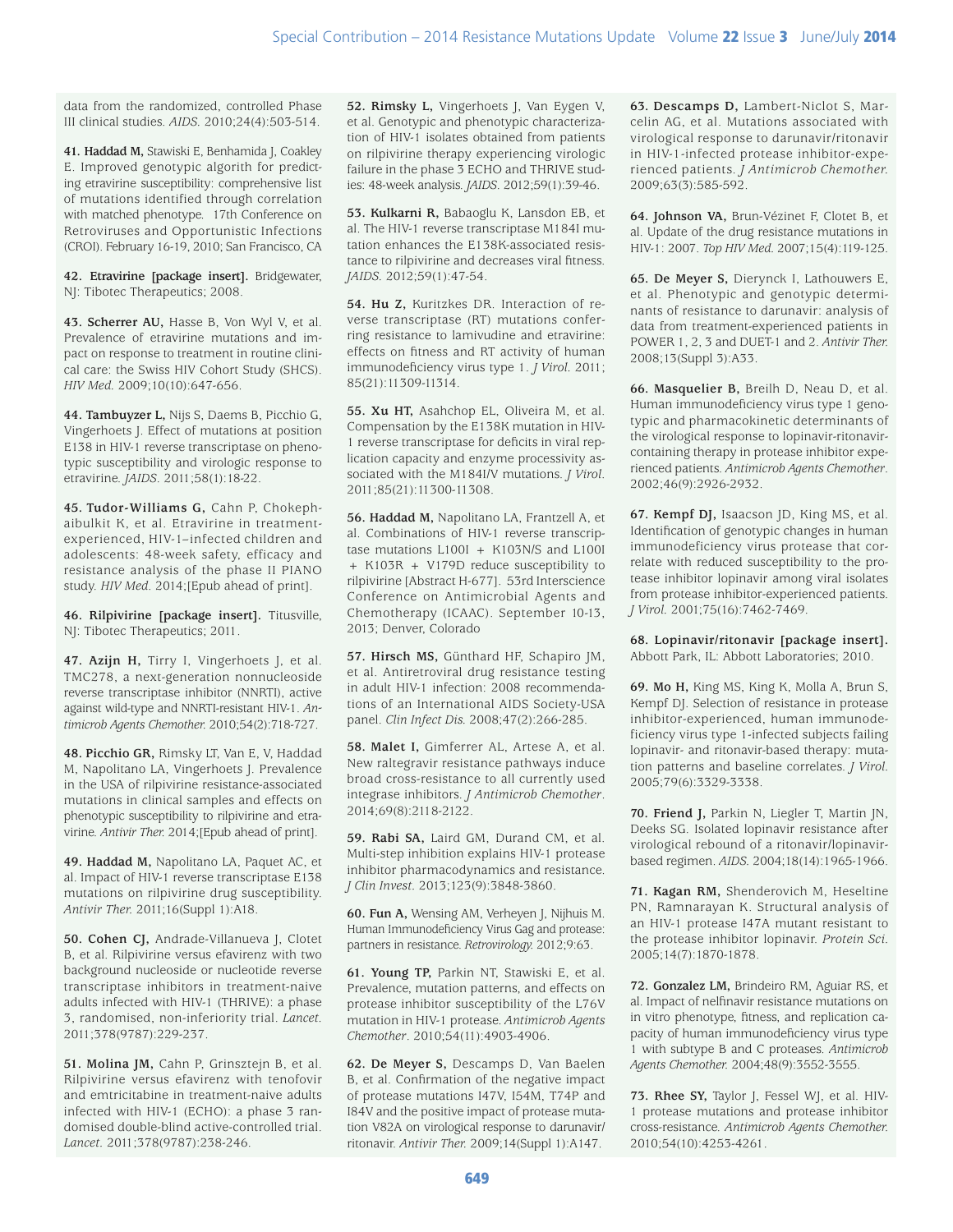data from the randomized, controlled Phase III clinical studies. *AIDS*. 2010;24(4):503-514.

**41. Haddad M,** Stawiski E, Benhamida J, Coakley E. Improved genotypic algorith for predicting etravirine susceptibility: comprehensive list of mutations identified through correlation with matched phenotype. 17th Conference on Retroviruses and Opportunistic Infections (CROI). February 16-19, 2010; San Francisco, CA

**42. Etravirine [package insert].** Bridgewater, NJ: Tibotec Therapeutics; 2008.

**43. Scherrer AU,** Hasse B, Von Wyl V, et al. Prevalence of etravirine mutations and impact on response to treatment in routine clinical care: the Swiss HIV Cohort Study (SHCS). *HIV Med.* 2009;10(10):647-656.

**44. Tambuyzer L,** Nijs S, Daems B, Picchio G, Vingerhoets J. Effect of mutations at position E138 in HIV-1 reverse transcriptase on phenotypic susceptibility and virologic response to etravirine. *JAIDS*. 2011;58(1):18-22.

**45. Tudor-Williams G,** Cahn P, Chokephaibulkit K, et al. Etravirine in treatment-experienced, HIV-1–infected children and adolescents: 48-week safety, efficacy and resistance analysis of the phase II PIANO study. *HIV Med.* 2014;[Epub ahead of print].

**46. Rilpivirine [package insert].** Titusville, NJ: Tibotec Therapeutics; 2011.

**47. Azijn H,** Tirry I, Vingerhoets J, et al. TMC278, a next-generation nonnucleoside reverse transcriptase inhibitor (NNRTI), active against wild-type and NNRTI-resistant HIV-1. *Antimicrob Agents Chemother.* 2010;54(2):718-727.

**48. Picchio GR,** Rimsky LT, Van E, V, Haddad M, Napolitano LA, Vingerhoets J. Prevalence in the USA of rilpivirine resistance-associated mutations in clinical samples and effects on phenotypic susceptibility to rilpivirine and etravirine. *Antivir Ther.* 2014;[Epub ahead of print].

**49. Haddad M,** Napolitano LA, Paquet AC, et al. Impact of HIV-1 reverse transcriptase E138 mutations on rilpivirine drug susceptibility. *Antivir Ther.* 2011;16(Suppl 1):A18.

**50. Cohen CJ,** Andrade-Villanueva J, Clotet B, et al. Rilpivirine versus efavirenz with two background nucleoside or nucleotide reverse transcriptase inhibitors in treatment-naive adults infected with HIV-1 (THRIVE): a phase 3, randomised, non-inferiority trial. *Lancet*. 2011;378(9787):229-237.

**51. Molina JM,** Cahn P, Grinsztejn B, et al. Rilpivirine versus efavirenz with tenofovir and emtricitabine in treatment-naive adults infected with HIV-1 (ECHO): a phase 3 randomised double-blind active-controlled trial. *Lancet*. 2011;378(9787):238-246.

**52. Rimsky L,** Vingerhoets J, Van Eygen V, et al. Genotypic and phenotypic characterization of HIV-1 isolates obtained from patients on rilpivirine therapy experiencing virologic failure in the phase 3 ECHO and THRIVE studies: 48-week analysis. *JAIDS*. 2012;59(1):39-46.

**53. Kulkarni R,** Babaoglu K, Lansdon EB, et al. The HIV-1 reverse transcriptase M184I mutation enhances the E138K-associated resistance to rilpivirine and decreases viral fitness. *JAIDS*. 2012;59(1):47-54.

**54. Hu Z,** Kuritzkes DR. Interaction of reverse transcriptase (RT) mutations conferring resistance to lamivudine and etravirine: effects on fitness and RT activity of human immunodeficiency virus type 1. *J Virol.* 2011; 85(21):11309-11314.

**55. Xu HT,** Asahchop EL, Oliveira M, et al. Compensation by the E138K mutation in HIV-1 reverse transcriptase for deficits in viral replication capacity and enzyme processivity associated with the M184I/V mutations. *J Virol.* 2011;85(21):11300-11308.

**56. Haddad M,** Napolitano LA, Frantzell A, et al. Combinations of HIV-1 reverse transcriptase mutations L100I + K103N/S and L100I + K103R + V179D reduce susceptibility to rilpivirine [Abstract H-677]. 53rd Interscience Conference on Antimicrobial Agents and Chemotherapy (ICAAC). September 10-13, 2013; Denver, Colorado

**57. Hirsch MS,** Günthard HF, Schapiro JM, et al. Antiretroviral drug resistance testing in adult HIV-1 infection: 2008 recommendations of an International AIDS Society-USA panel. *Clin Infect Dis.* 2008;47(2):266-285.

**58. Malet I,** Gimferrer AL, Artese A, et al. New raltegravir resistance pathways induce broad cross-resistance to all currently used integrase inhibitors. *J Antimicrob Chemother*. 2014;69(8):2118-2122.

**59. Rabi SA,** Laird GM, Durand CM, et al. Multi-step inhibition explains HIV-1 protease inhibitor pharmacodynamics and resistance. *J Clin Invest*. 2013;123(9):3848-3860.

**60. Fun A,** Wensing AM, Verheyen J, Nijhuis M. Human Immunodeficiency Virus Gag and protease: partners in resistance. *Retrovirology.* 2012;9:63.

**61. Young TP,** Parkin NT, Stawiski E, et al. Prevalence, mutation patterns, and effects on protease inhibitor susceptibility of the L76V mutation in HIV-1 protease. *Antimicrob Agents Chemother*. 2010;54(11):4903-4906.

**62. De Meyer S,** Descamps D, Van Baelen B, et al. Confirmation of the negative impact of protease mutations I47V, I54M, T74P and I84V and the positive impact of protease mutation V82A on virological response to darunavir/ritonavir. *Antivir Ther.* 2009;14(Suppl 1):A147.

**63. Descamps D,** Lambert-Niclot S, Marcelin AG, et al. Mutations associated with virological response to darunavir/ritonavir in HIV-1-infected protease inhibitor-experienced patients. *J Antimicrob Chemother.* 2009;63(3):585-592.

**64. Johnson VA,** Brun-Vézinet F, Clotet B, et al. Update of the drug resistance mutations in HIV-1: 2007. *Top HIV Med.* 2007;15(4):119-125.

**65. De Meyer S,** Dierynck I, Lathouwers E, et al. Phenotypic and genotypic determinants of resistance to darunavir: analysis of data from treatment-experienced patients in POWER 1, 2, 3 and DUET-1 and 2. *Antivir Ther.* 2008;13(Suppl 3):A33.

**66. Masquelier B,** Breilh D, Neau D, et al. Human immunodeficiency virus type 1 genotypic and pharmacokinetic determinants of the virological response to lopinavir-ritonavir-containing therapy in protease inhibitor experienced patients. *Antimicrob Agents Chemother*. 2002;46(9):2926-2932.

**67. Kempf DJ,** Isaacson JD, King MS, et al. Identification of genotypic changes in human immunodeficiency virus protease that correlate with reduced susceptibility to the protease inhibitor lopinavir among viral isolates from protease inhibitor-experienced patients. *J Virol.* 2001;75(16):7462-7469.

**68. Lopinavir/ritonavir [package insert].** Abbott Park, IL: Abbott Laboratories; 2010.

**69. Mo H,** King MS, King K, Molla A, Brun S, Kempf DJ. Selection of resistance in protease inhibitor-experienced, human immunodeficiency virus type 1-infected subjects failing lopinavir- and ritonavir-based therapy: mutation patterns and baseline correlates. *J Virol.* 2005;79(6):3329-3338.

**70. Friend J,** Parkin N, Liegler T, Martin JN, Deeks SG. Isolated lopinavir resistance after virological rebound of a ritonavir/lopinavir-based regimen. *AIDS*. 2004;18(14):1965-1966.

**71. Kagan RM,** Shenderovich M, Heseltine PN, Ramnarayan K. Structural analysis of an HIV-1 protease I47A mutant resistant to the protease inhibitor lopinavir. *Protein Sci*. 2005;14(7):1870-1878.

**72. Gonzalez LM,** Brindeiro RM, Aguiar RS, et al. Impact of nelfinavir resistance mutations on in vitro phenotype, fitness, and replication capacity of human immunodeficiency virus type 1 with subtype B and C proteases. *Antimicrob Agents Chemother.* 2004;48(9):3552-3555.

**73. Rhee SY,** Taylor J, Fessel WJ, et al. HIV-1 protease mutations and protease inhibitor cross-resistance. *Antimicrob Agents Chemother.* 2010;54(10):4253-4261.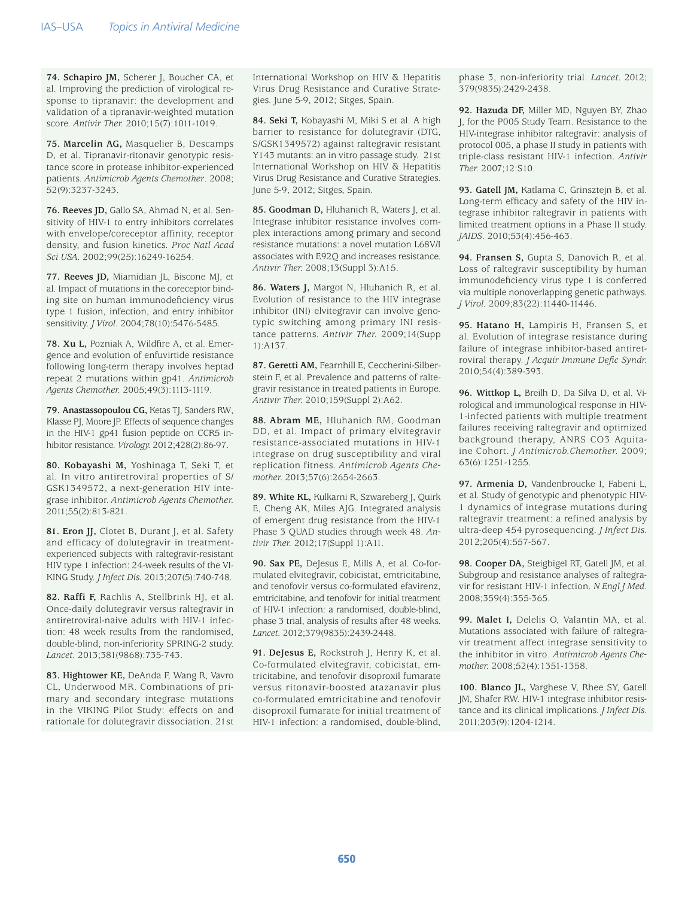**74. Schapiro JM,** Scherer J, Boucher CA, et al. Improving the prediction of virological response to tipranavir: the development and validation of a tipranavir-weighted mutation score. *Antivir Ther.* 2010;15(7):1011-1019.

**75. Marcelin AG,** Masquelier B, Descamps D, et al. Tipranavir-ritonavir genotypic resistance score in protease inhibitor-experienced patients. *Antimicrob Agents Chemother*. 2008; 52(9):3237-3243.

**76. Reeves JD,** Gallo SA, Ahmad N, et al. Sensitivity of HIV-1 to entry inhibitors correlates with envelope/coreceptor affinity, receptor density, and fusion kinetics. *Proc Natl Acad Sci USA*. 2002;99(25):16249-16254.

**77. Reeves JD,** Miamidian JL, Biscone MJ, et al. Impact of mutations in the coreceptor binding site on human immunodeficiency virus type 1 fusion, infection, and entry inhibitor sensitivity. *J Virol*. 2004;78(10):5476-5485.

**78. Xu L,** Pozniak A, Wildfire A, et al. Emergence and evolution of enfuvirtide resistance following long-term therapy involves heptad repeat 2 mutations within gp41. *Antimicrob Agents Chemother.* 2005;49(3):1113-1119.

**79. Anastassopoulou CG,** Ketas TJ, Sanders RW, Klasse PJ, Moore JP. Effects of sequence changes in the HIV-1 gp41 fusion peptide on CCR5 inhibitor resistance. *Virology.* 2012;428(2):86-97.

**80. Kobayashi M,** Yoshinaga T, Seki T, et al. In vitro antiretroviral properties of S/GSK1349572, a next-generation HIV integrase inhibitor. *Antimicrob Agents Chemother.* 2011;55(2):813-821.

**81. Eron JJ,** Clotet B, Durant J, et al. Safety and efficacy of dolutegravir in treatment-experienced subjects with raltegravir-resistant HIV type 1 infection: 24-week results of the VIKING Study. *J Infect Dis.* 2013;207(5):740-748.

**82. Raffi F,** Rachlis A, Stellbrink HJ, et al. Once-daily dolutegravir versus raltegravir in antiretroviral-naive adults with HIV-1 infection: 48 week results from the randomised, double-blind, non-inferiority SPRING-2 study. *Lancet*. 2013;381(9868):735-743.

**83. Hightower KE,** DeAnda F, Wang R, Vavro CL, Underwood MR. Combinations of primary and secondary integrase mutations in the VIKING Pilot Study: effects on and rationale for dolutegravir dissociation. 21st International Workshop on HIV & Hepatitis Virus Drug Resistance and Curative Strategies. June 5-9, 2012; Sitges, Spain.

**84. Seki T,** Kobayashi M, Miki S et al. A high barrier to resistance for dolutegravir (DTG, S/GSK1349572) against raltegravir resistant Y143 mutants: an in vitro passage study. 21st International Workshop on HIV & Hepatitis Virus Drug Resistance and Curative Strategies. June 5-9, 2012; Sitges, Spain.

**85. Goodman D,** Hluhanich R, Waters J, et al. Integrase inhibitor resistance involves complex interactions among primary and second resistance mutations: a novel mutation L68V/I associates with E92Q and increases resistance. *Antivir Ther.* 2008;13(Suppl 3):A15.

**86. Waters J,** Margot N, Hluhanich R, et al. Evolution of resistance to the HIV integrase inhibitor (INI) elvitegravir can involve genotypic switching among primary INI resistance patterns. *Antivir Ther.* 2009;14(Supp 1):A137.

**87. Geretti AM,** Fearnhill E, Ceccherini-Silberstein F, et al. Prevalence and patterns of raltegravir resistance in treated patients in Europe. *Antivir Ther.* 2010;159(Suppl 2):A62.

**88. Abram ME,** Hluhanich RM, Goodman DD, et al. Impact of primary elvitegravir resistance-associated mutations in HIV-1 integrase on drug susceptibility and viral replication fitness. *Antimicrob Agents Chemother.* 2013;57(6):2654-2663.

**89. White KL,** Kulkarni R, Szwarebera J, Quirk E, Cheng AK, Miles AJG. Integrated analysis of emergent drug resistance from the HIV-1 Phase 3 QUAD studies through week 48. *Antivir Ther.* 2012;17(Suppl 1):A11.

**90. Sax PE,** DeJesus E, Mills A, et al. Co-formulated elvitegravir, cobicistat, emtricitabine, and tenofovir versus co-formulated efavirenz, emtricitabine, and tenofovir for initial treatment of HIV-1 infection: a randomised, double-blind, phase 3 trial, analysis of results after 48 weeks. *Lancet*. 2012;379(9835):2439-2448.

**91. DeJesus E,** Rockstroh J, Henry K, et al. Co-formulated elvitegravir, cobicistat, emtricitabine, and tenofovir disoproxil fumarate versus ritonavir-boosted atazanavir plus co-formulated emtricitabine and tenofovir disoproxil fumarate for initial treatment of HIV-1 infection: a randomised, double-blind, phase 3, non-inferiority trial. *Lancet*. 2012; 379(9835):2429-2438.

**92. Hazuda DF,** Miller MD, Nguyen BY, Zhao J, for the P005 Study Team. Resistance to the HIV-integrase inhibitor raltegravir: analysis of protocol 005, a phase II study in patients with triple-class resistant HIV-1 infection. *Antivir Ther.* 2007;12:S10.

**93. Gatell JM,** Katlama C, Grinsztejn B, et al. Long-term efficacy and safety of the HIV integrase inhibitor raltegravir in patients with limited treatment options in a Phase II study. *JAIDS*. 2010;53(4):456-463.

**94. Fransen S,** Gupta S, Danovich R, et al. Loss of raltegravir susceptibility by human immunodeficiency virus type 1 is conferred via multiple nonoverlapping genetic pathways. *J Virol.* 2009;83(22):11440-11446.

**95. Hatano H,** Lampiris H, Fransen S, et al. Evolution of integrase resistance during failure of integrase inhibitor-based antiretroviral therapy. *J Acquir Immune Defic Syndr.* 2010;54(4):389-393.

**96. Wittkop L,** Breilh D, Da Silva D, et al. Virological and immunological response in HIV-1-infected patients with multiple treatment failures receiving raltegravir and optimized background therapy, ANRS CO3 Aquitaine Cohort. *J Antimicrob.Chemother.* 2009; 63(6):1251-1255.

**97. Armenia D,** Vandenbroucke I, Fabeni L, et al. Study of genotypic and phenotypic HIV-1 dynamics of integrase mutations during raltegravir treatment: a refined analysis by ultra-deep 454 pyrosequencing. *J Infect Dis.* 2012;205(4):557-567.

**98. Cooper DA,** Steigbigel RT, Gatell JM, et al. Subgroup and resistance analyses of raltegravir for resistant HIV-1 infection. *N Engl J Med.* 2008;359(4):355-365.

**99. Malet I,** Delelis O, Valantin MA, et al. Mutations associated with failure of raltegravir treatment affect integrase sensitivity to the inhibitor in vitro. *Antimicrob Agents Chemother.* 2008;52(4):1351-1358.

**100. Blanco JL,** Varghese V, Rhee SY, Gatell JM, Shafer RW. HIV-1 integrase inhibitor resistance and its clinical implications. *J Infect Dis.* 2011;203(9):1204-1214.